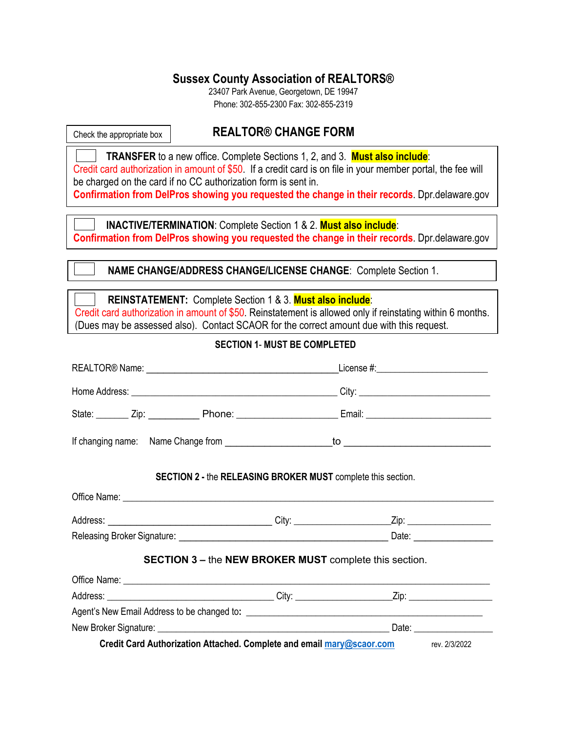# Sussex County Association of REALTORS®

23407 Park Avenue, Georgetown, DE 19947

Phone: 302-855-2300 Fax: 302-855-2319

Check the appropriate box

## REALTOR® CHANGE FORM

☐ **TRANSFER** to a new office. Complete Sections 1, 2, and 3. **Must also include**: Credit card authorization in amount of $50. If a credit card is on file in your member portal, the fee will be charged on the card if no CC authorization form is sent in.
**Confirmation from DelPros showing you requested the change in their records**. Dpr.delaware.gov

☐ **INACTIVE/TERMINATION**: Complete Section 1 & 2. **Must also include**:
**Confirmation from DelPros showing you requested the change in their records**. Dpr.delaware.gov

☐ **NAME CHANGE/ADDRESS CHANGE/LICENSE CHANGE**: Complete Section 1.

☐ **REINSTATEMENT:** Complete Section 1 & 3. **Must also include**:
Credit card authorization in amount of $50. Reinstatement is allowed only if reinstating within 6 months. (Dues may be assessed also). Contact SCAOR for the correct amount due with this request.

### SECTION 1- MUST BE COMPLETED

REALTOR® Name: ______________________________ License #: ____________________

Home Address: ______________________________ City: ____________________

State: _______ Zip: __________ Phone: ____________________ Email: ____________________

If changing name: Name Change from ____________________ to ____________________

### SECTION 2 - the RELEASING BROKER MUST complete this section.

Office Name: ____________________________________________________________

Address: ______________________________ City: ____________________ Zip: ________________

Releasing Broker Signature: ________________________________________ Date: ________________

### SECTION 3 – the NEW BROKER MUST complete this section.

Office Name: ____________________________________________________________

Address: ______________________________ City: ____________________ Zip: ________________

Agent's New Email Address to be changed to: ________________________________________

New Broker Signature: ________________________________________ Date: ________________

**Credit Card Authorization Attached. Complete and email mary@scaor.com** rev. 2/3/2022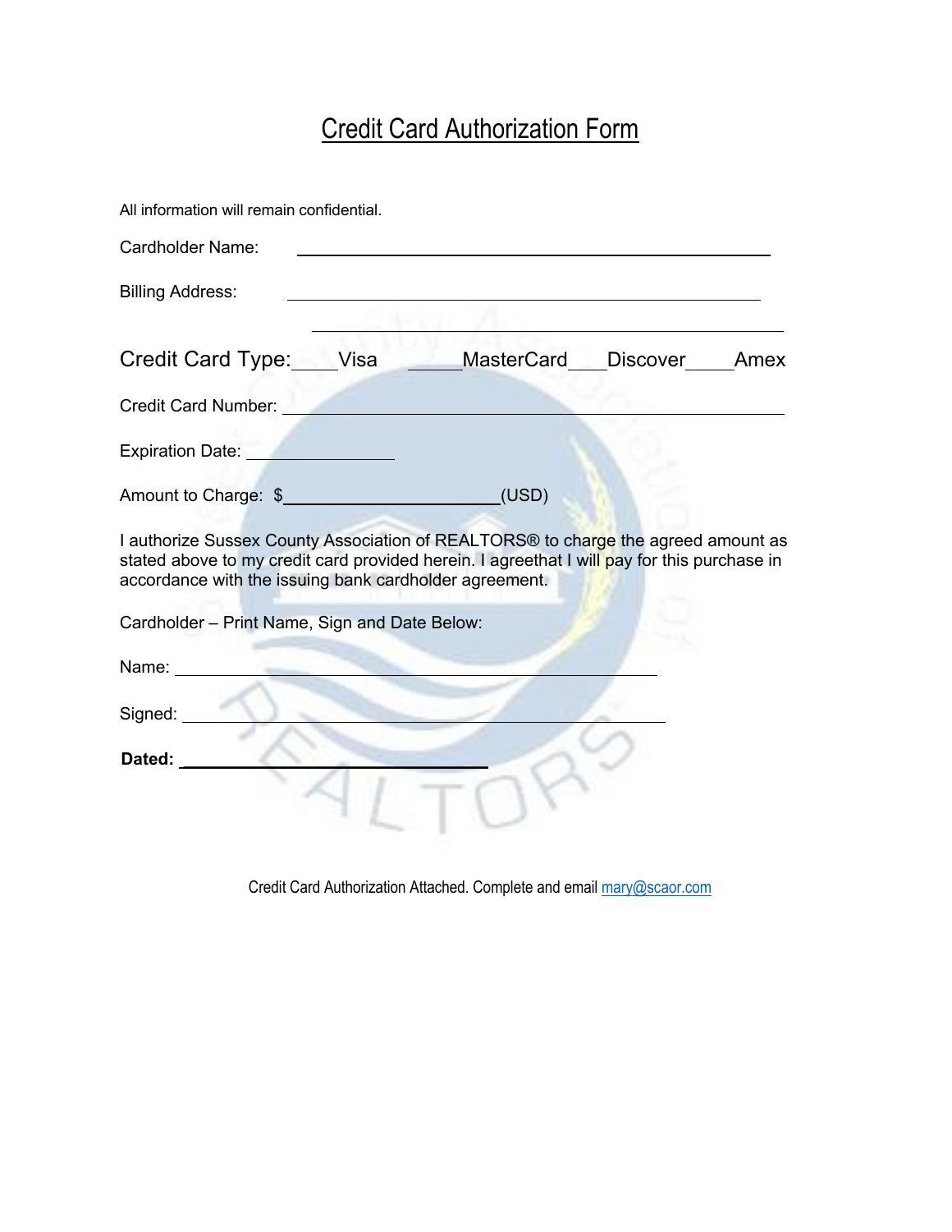# Credit Card Authorization Form

All information will remain confidential.

Cardholder Name: ______________________________________________

Billing Address: ______________________________________________

______________________________________________

Credit Card Type: ____Visa ______MasterCard___Discover____Amex

Credit Card Number: ______________________________________________

Expiration Date: ______________

Amount to Charge: $____________________(USD)

I authorize Sussex County Association of REALTORS® to charge the agreed amount as stated above to my credit card provided herein. I agreethat I will pay for this purchase in accordance with the issuing bank cardholder agreement.

Cardholder – Print Name, Sign and Date Below:

Name: ______________________________________________

Signed: ______________________________________________

**Dated:** ____________________________

Credit Card Authorization Attached. Complete and email [mary@scaor.com](mailto:mary@scaor.com)